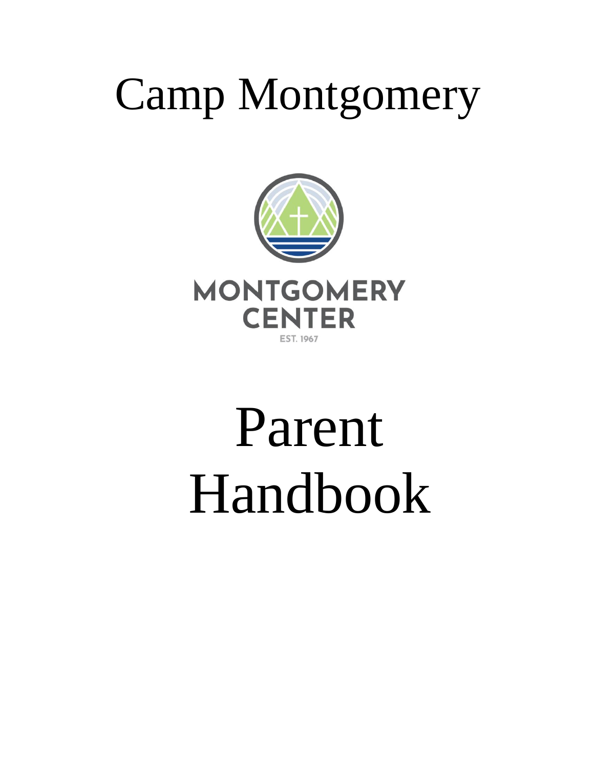# Camp Montgomery

MONTGOMERY CENTER

EST. 1967

# Parent Handbook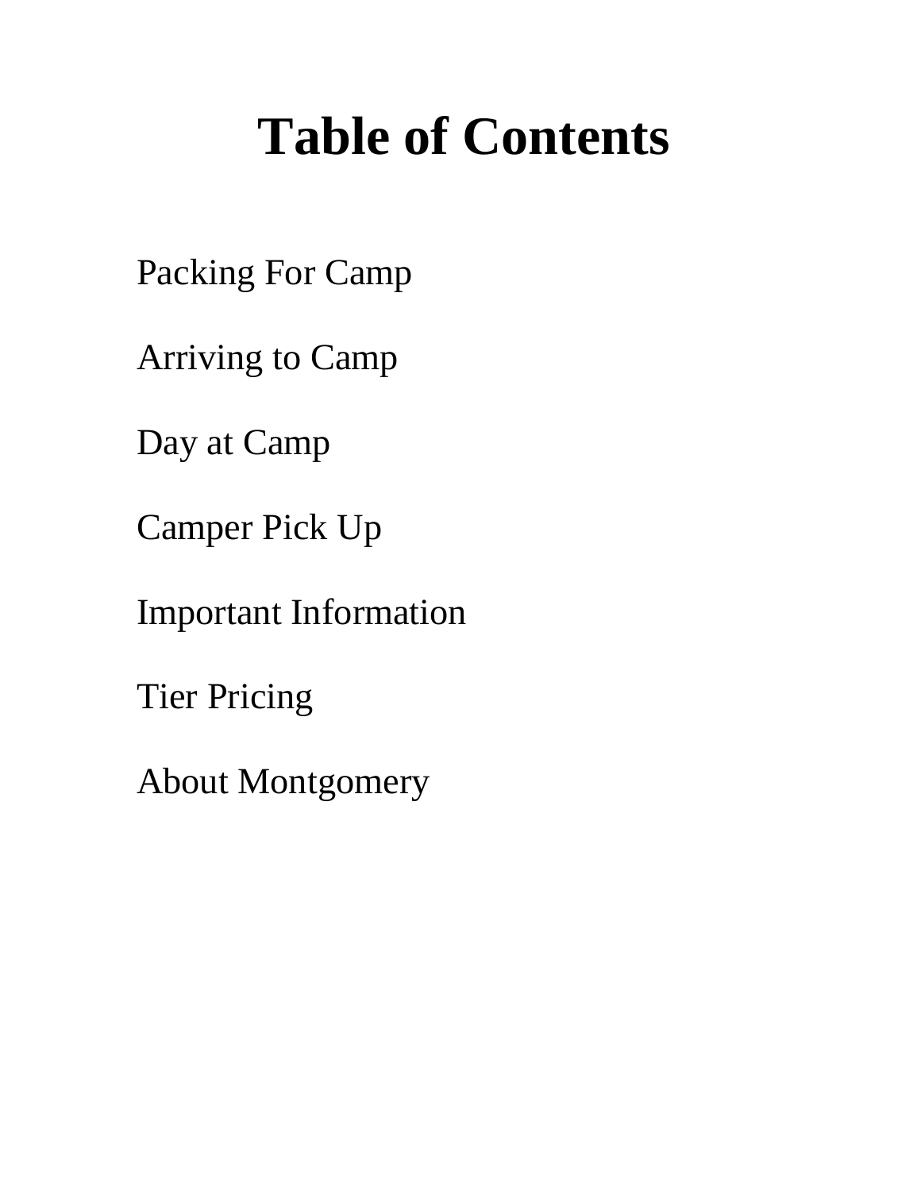# Table of Contents

Packing For Camp

Arriving to Camp

Day at Camp

Camper Pick Up

Important Information

Tier Pricing

About Montgomery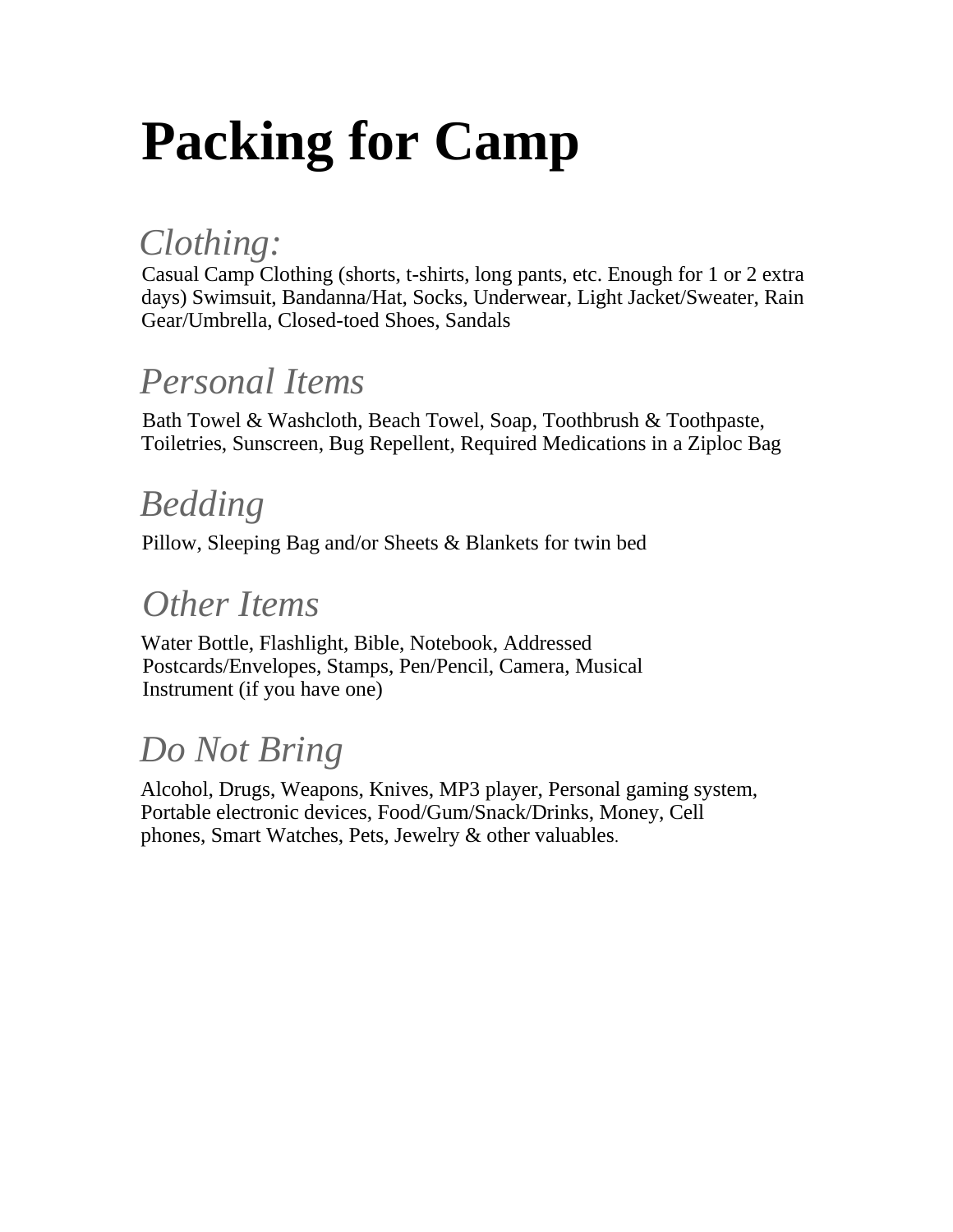# Packing for Camp

## *Clothing:*

Casual Camp Clothing (shorts, t-shirts, long pants, etc. Enough for 1 or 2 extra days) Swimsuit, Bandanna/Hat, Socks, Underwear, Light Jacket/Sweater, Rain Gear/Umbrella, Closed-toed Shoes, Sandals

## *Personal Items*

Bath Towel & Washcloth, Beach Towel, Soap, Toothbrush & Toothpaste, Toiletries, Sunscreen, Bug Repellent, Required Medications in a Ziploc Bag

## *Bedding*

Pillow, Sleeping Bag and/or Sheets & Blankets for twin bed

## *Other Items*

Water Bottle, Flashlight, Bible, Notebook, Addressed Postcards/Envelopes, Stamps, Pen/Pencil, Camera, Musical Instrument (if you have one)

## *Do Not Bring*

Alcohol, Drugs, Weapons, Knives, MP3 player, Personal gaming system, Portable electronic devices, Food/Gum/Snack/Drinks, Money, Cell phones, Smart Watches, Pets, Jewelry & other valuables.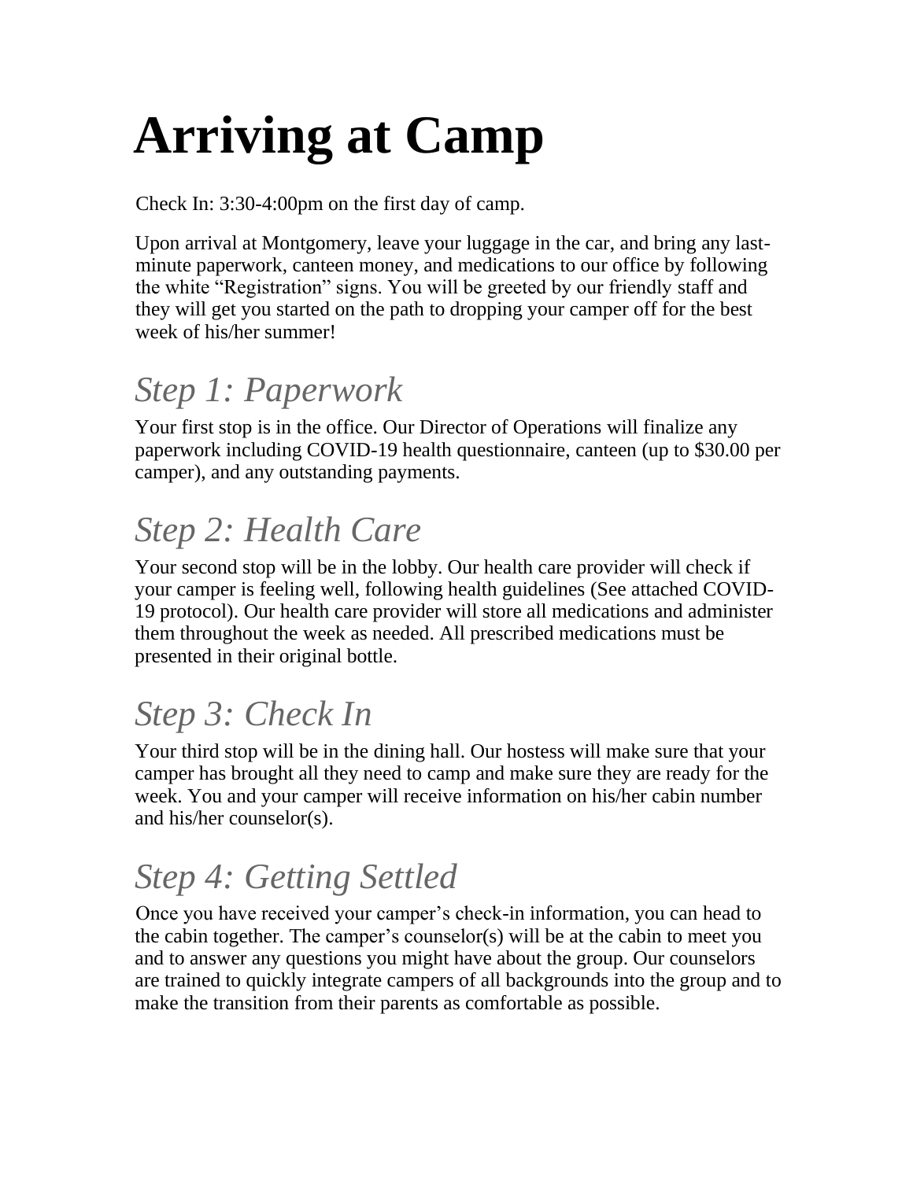# Arriving at Camp

Check In: 3:30-4:00pm on the first day of camp.

Upon arrival at Montgomery, leave your luggage in the car, and bring any last-minute paperwork, canteen money, and medications to our office by following the white “Registration” signs. You will be greeted by our friendly staff and they will get you started on the path to dropping your camper off for the best week of his/her summer!

## *Step 1: Paperwork*

Your first stop is in the office. Our Director of Operations will finalize any paperwork including COVID-19 health questionnaire, canteen (up to $30.00 per camper), and any outstanding payments.

## *Step 2: Health Care*

Your second stop will be in the lobby. Our health care provider will check if your camper is feeling well, following health guidelines (See attached COVID-19 protocol). Our health care provider will store all medications and administer them throughout the week as needed. All prescribed medications must be presented in their original bottle.

## *Step 3: Check In*

Your third stop will be in the dining hall. Our hostess will make sure that your camper has brought all they need to camp and make sure they are ready for the week. You and your camper will receive information on his/her cabin number and his/her counselor(s).

## *Step 4: Getting Settled*

Once you have received your camper’s check-in information, you can head to the cabin together. The camper’s counselor(s) will be at the cabin to meet you and to answer any questions you might have about the group. Our counselors are trained to quickly integrate campers of all backgrounds into the group and to make the transition from their parents as comfortable as possible.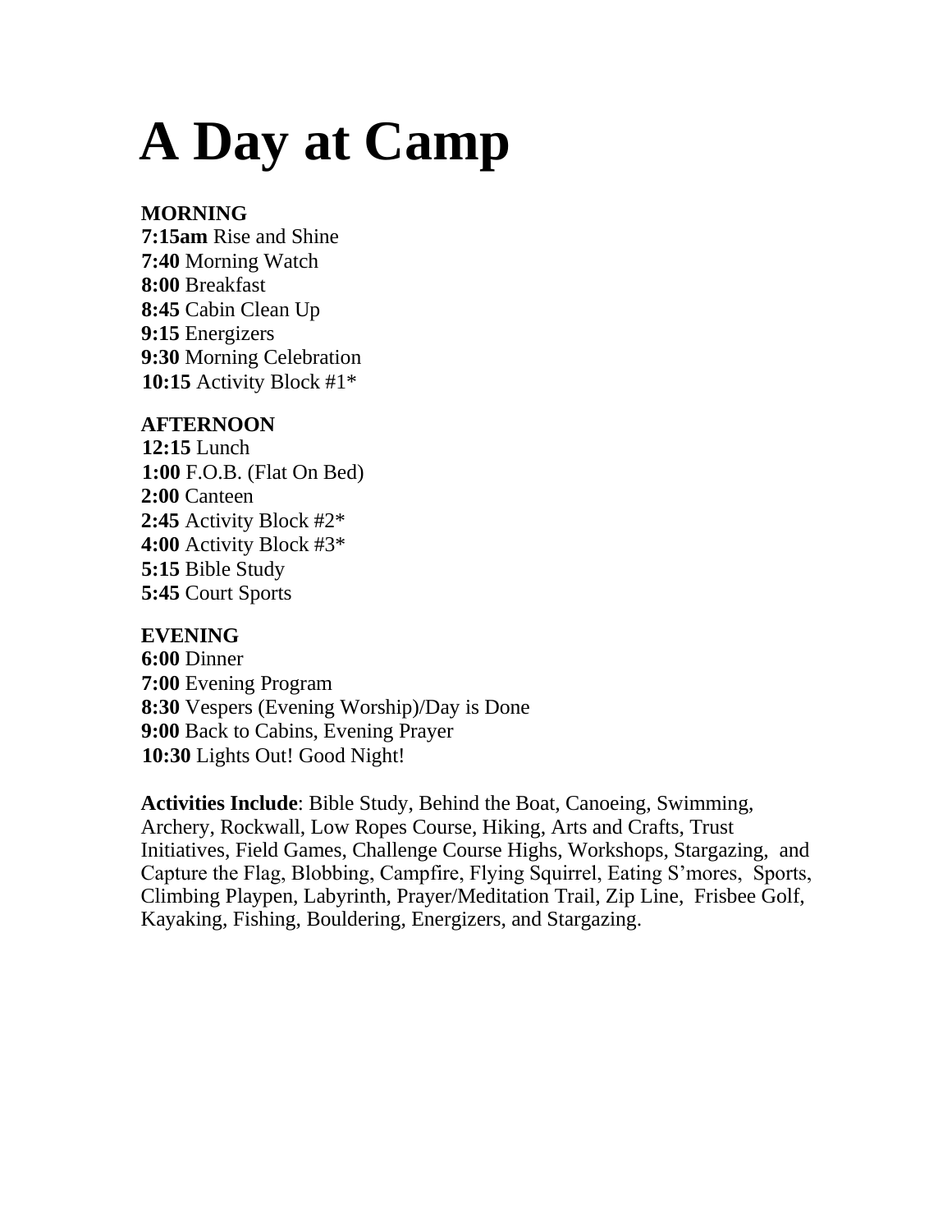# A Day at Camp

**MORNING**
**7:15am** Rise and Shine
**7:40** Morning Watch
**8:00** Breakfast
**8:45** Cabin Clean Up
**9:15** Energizers
**9:30** Morning Celebration
**10:15** Activity Block #1*

**AFTERNOON**
**12:15** Lunch
**1:00** F.O.B. (Flat On Bed)
**2:00** Canteen
**2:45** Activity Block #2*
**4:00** Activity Block #3*
**5:15** Bible Study
**5:45** Court Sports

**EVENING**
**6:00** Dinner
**7:00** Evening Program
**8:30** Vespers (Evening Worship)/Day is Done
**9:00** Back to Cabins, Evening Prayer
**10:30** Lights Out! Good Night!

**Activities Include**: Bible Study, Behind the Boat, Canoeing, Swimming, Archery, Rockwall, Low Ropes Course, Hiking, Arts and Crafts, Trust Initiatives, Field Games, Challenge Course Highs, Workshops, Stargazing, and Capture the Flag, Blobbing, Campfire, Flying Squirrel, Eating S'mores, Sports, Climbing Playpen, Labyrinth, Prayer/Meditation Trail, Zip Line, Frisbee Golf, Kayaking, Fishing, Bouldering, Energizers, and Stargazing.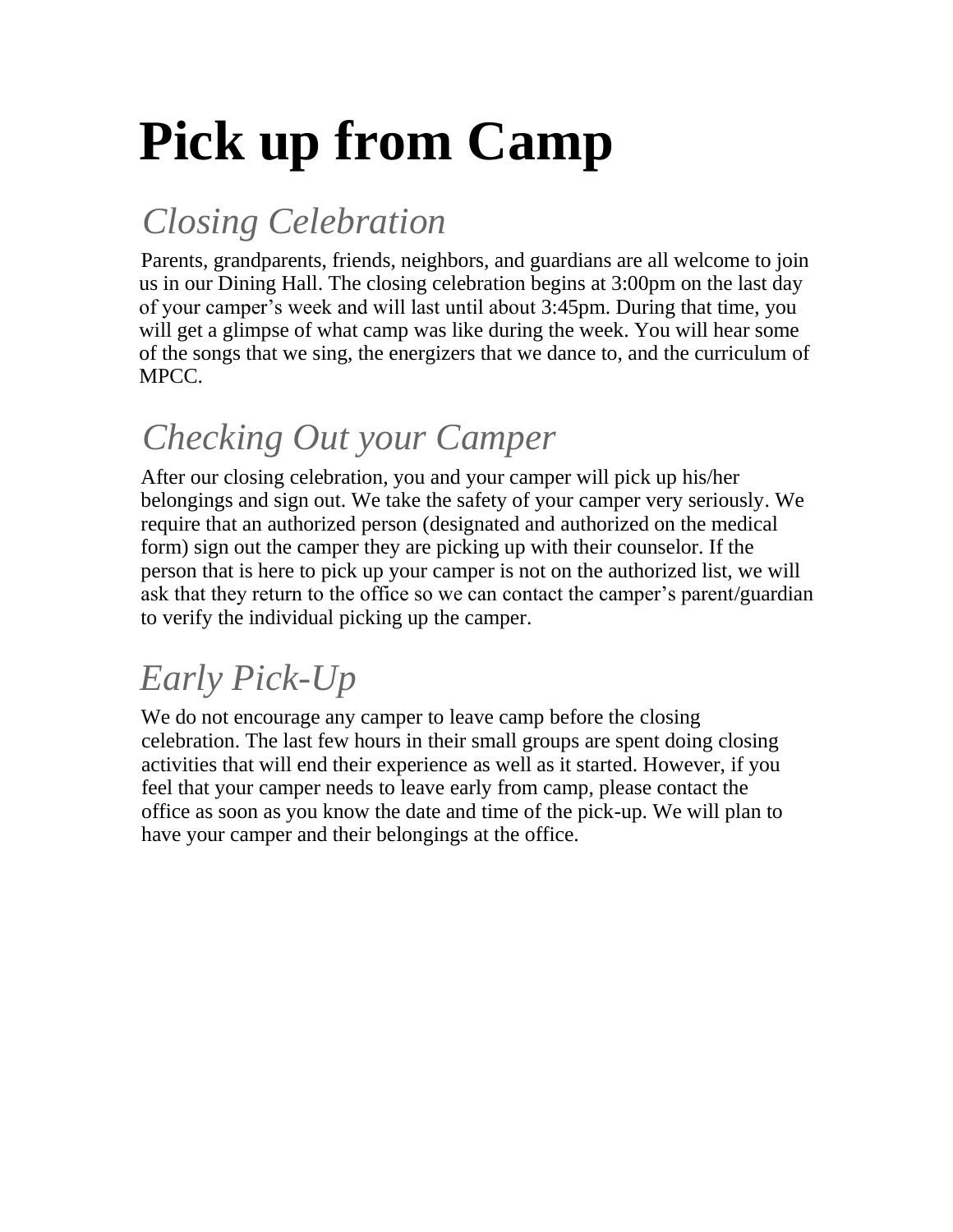# Pick up from Camp

## *Closing Celebration*

Parents, grandparents, friends, neighbors, and guardians are all welcome to join us in our Dining Hall. The closing celebration begins at 3:00pm on the last day of your camper's week and will last until about 3:45pm. During that time, you will get a glimpse of what camp was like during the week. You will hear some of the songs that we sing, the energizers that we dance to, and the curriculum of MPCC.

## *Checking Out your Camper*

After our closing celebration, you and your camper will pick up his/her belongings and sign out. We take the safety of your camper very seriously. We require that an authorized person (designated and authorized on the medical form) sign out the camper they are picking up with their counselor. If the person that is here to pick up your camper is not on the authorized list, we will ask that they return to the office so we can contact the camper's parent/guardian to verify the individual picking up the camper.

## *Early Pick-Up*

We do not encourage any camper to leave camp before the closing celebration. The last few hours in their small groups are spent doing closing activities that will end their experience as well as it started. However, if you feel that your camper needs to leave early from camp, please contact the office as soon as you know the date and time of the pick-up. We will plan to have your camper and their belongings at the office.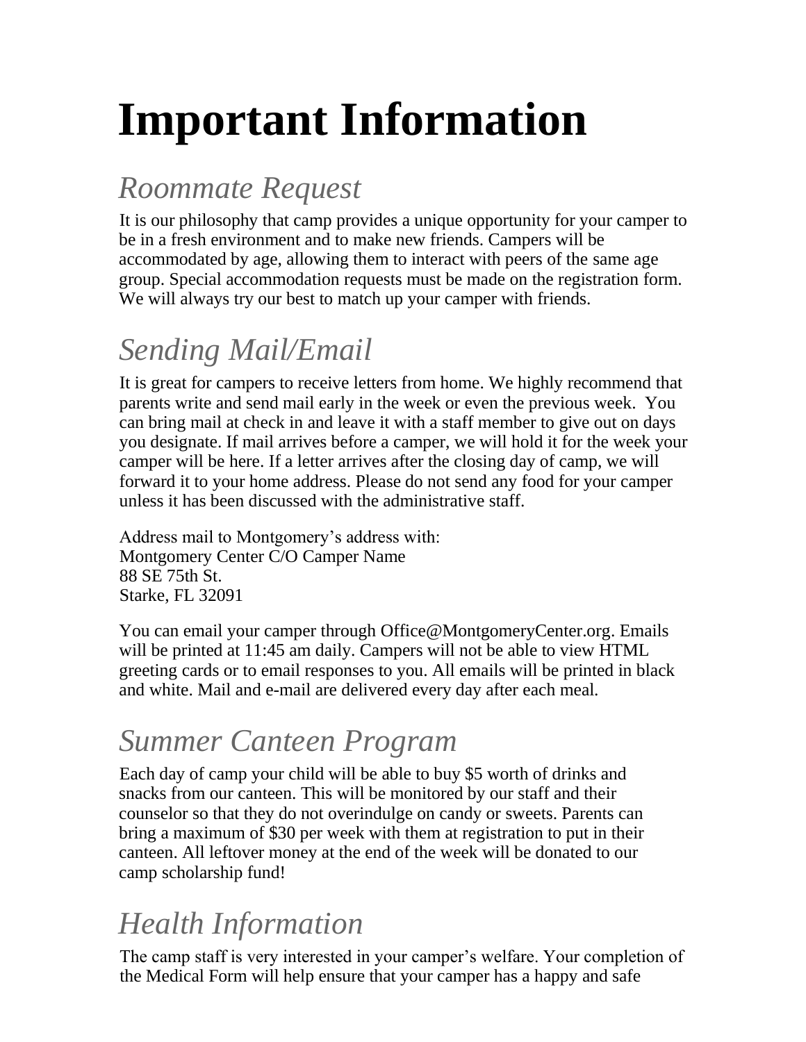# Important Information

## *Roommate Request*

It is our philosophy that camp provides a unique opportunity for your camper to be in a fresh environment and to make new friends. Campers will be accommodated by age, allowing them to interact with peers of the same age group. Special accommodation requests must be made on the registration form. We will always try our best to match up your camper with friends.

## *Sending Mail/Email*

It is great for campers to receive letters from home. We highly recommend that parents write and send mail early in the week or even the previous week. You can bring mail at check in and leave it with a staff member to give out on days you designate. If mail arrives before a camper, we will hold it for the week your camper will be here. If a letter arrives after the closing day of camp, we will forward it to your home address. Please do not send any food for your camper unless it has been discussed with the administrative staff.

Address mail to Montgomery's address with:
Montgomery Center C/O Camper Name
88 SE 75th St.
Starke, FL 32091

You can email your camper through Office@MontgomeryCenter.org. Emails will be printed at 11:45 am daily. Campers will not be able to view HTML greeting cards or to email responses to you. All emails will be printed in black and white. Mail and e-mail are delivered every day after each meal.

## *Summer Canteen Program*

Each day of camp your child will be able to buy $5 worth of drinks and snacks from our canteen. This will be monitored by our staff and their counselor so that they do not overindulge on candy or sweets. Parents can bring a maximum of $30 per week with them at registration to put in their canteen. All leftover money at the end of the week will be donated to our camp scholarship fund!

## *Health Information*

The camp staff is very interested in your camper's welfare. Your completion of the Medical Form will help ensure that your camper has a happy and safe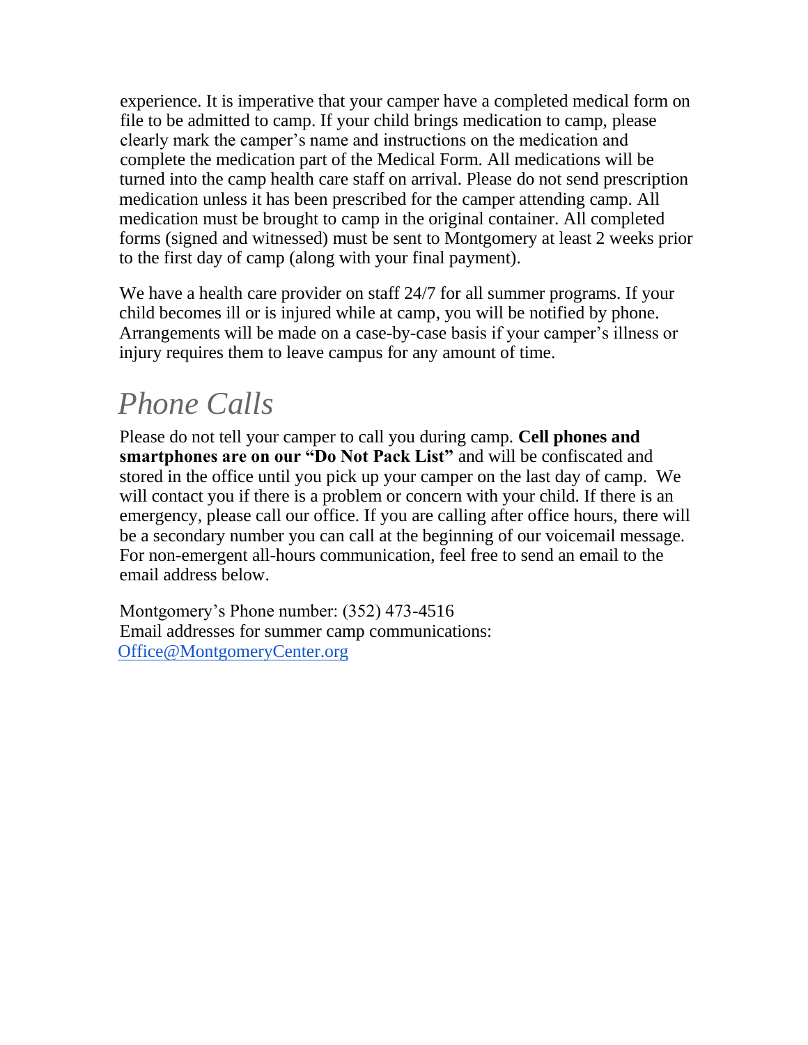experience. It is imperative that your camper have a completed medical form on file to be admitted to camp. If your child brings medication to camp, please clearly mark the camper's name and instructions on the medication and complete the medication part of the Medical Form. All medications will be turned into the camp health care staff on arrival. Please do not send prescription medication unless it has been prescribed for the camper attending camp. All medication must be brought to camp in the original container. All completed forms (signed and witnessed) must be sent to Montgomery at least 2 weeks prior to the first day of camp (along with your final payment).

We have a health care provider on staff 24/7 for all summer programs. If your child becomes ill or is injured while at camp, you will be notified by phone. Arrangements will be made on a case-by-case basis if your camper's illness or injury requires them to leave campus for any amount of time.

## *Phone Calls*

Please do not tell your camper to call you during camp. **Cell phones and smartphones are on our "Do Not Pack List"** and will be confiscated and stored in the office until you pick up your camper on the last day of camp. We will contact you if there is a problem or concern with your child. If there is an emergency, please call our office. If you are calling after office hours, there will be a secondary number you can call at the beginning of our voicemail message. For non-emergent all-hours communication, feel free to send an email to the email address below.

Montgomery's Phone number: (352) 473-4516
Email addresses for summer camp communications:
Office@MontgomeryCenter.org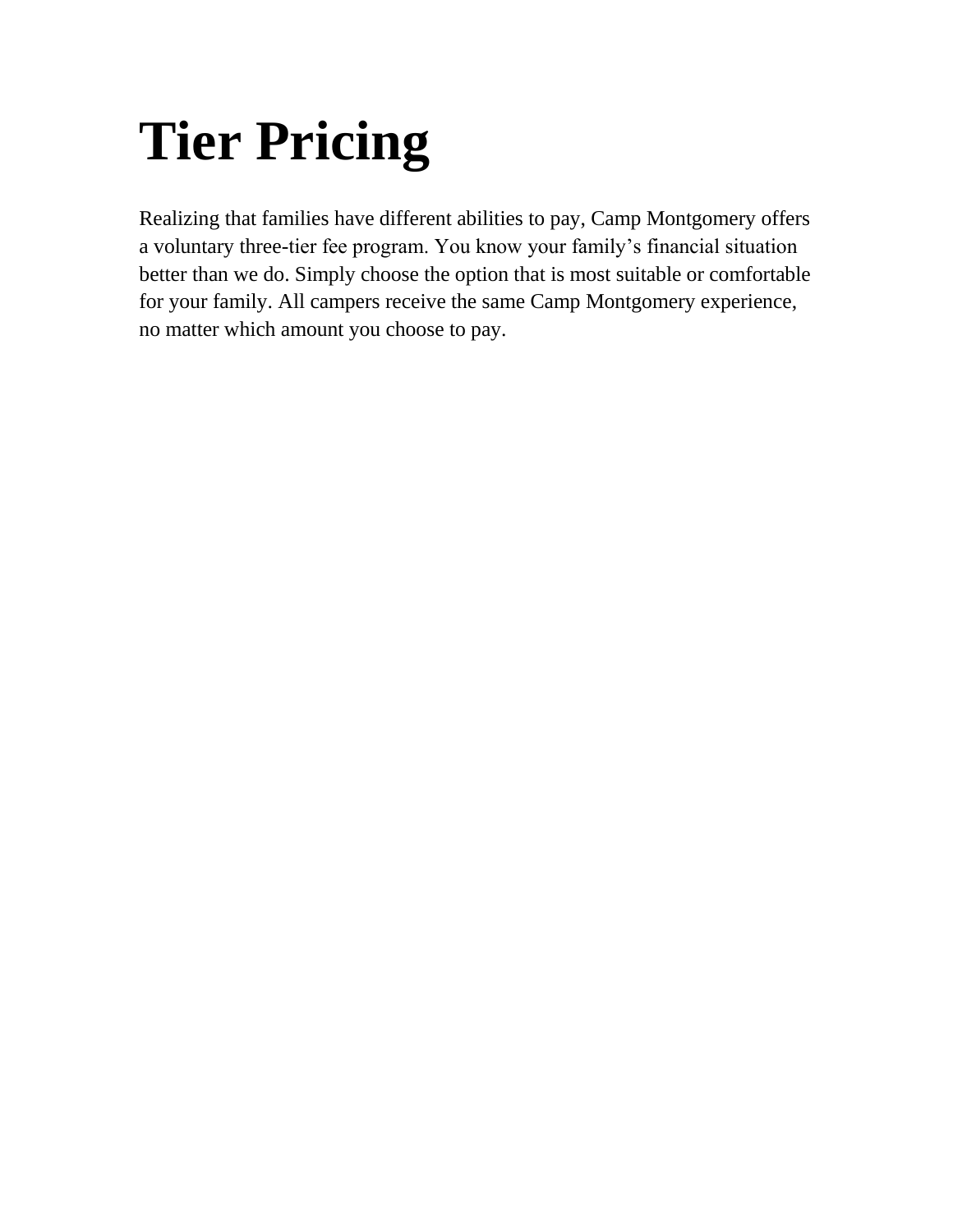# Tier Pricing

Realizing that families have different abilities to pay, Camp Montgomery offers a voluntary three-tier fee program. You know your family's financial situation better than we do. Simply choose the option that is most suitable or comfortable for your family. All campers receive the same Camp Montgomery experience, no matter which amount you choose to pay.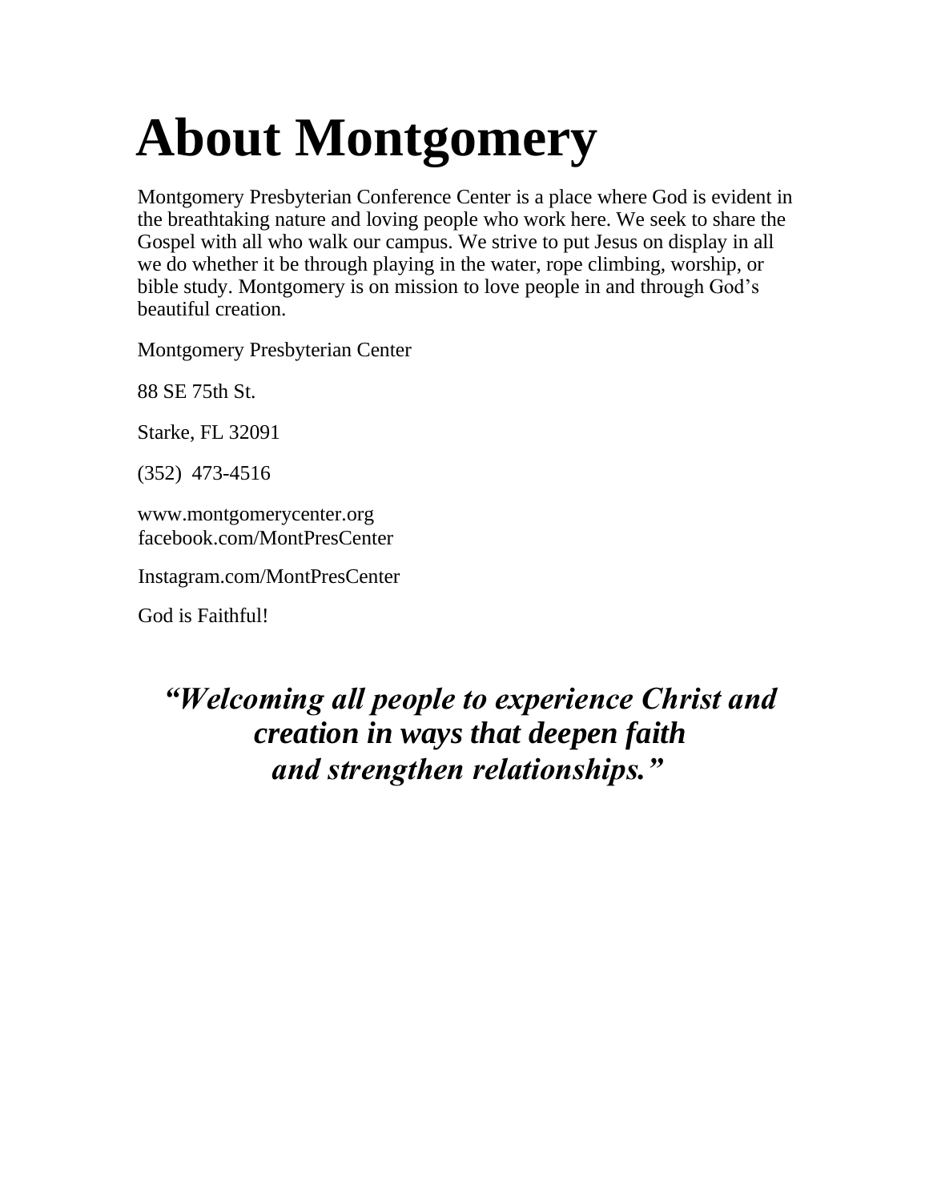# About Montgomery

Montgomery Presbyterian Conference Center is a place where God is evident in the breathtaking nature and loving people who work here. We seek to share the Gospel with all who walk our campus. We strive to put Jesus on display in all we do whether it be through playing in the water, rope climbing, worship, or bible study. Montgomery is on mission to love people in and through God's beautiful creation.

Montgomery Presbyterian Center

88 SE 75th St.

Starke, FL 32091

(352) 473-4516

www.montgomerycenter.org
facebook.com/MontPresCenter

Instagram.com/MontPresCenter

God is Faithful!

***"Welcoming all people to experience Christ and creation in ways that deepen faith and strengthen relationships."***